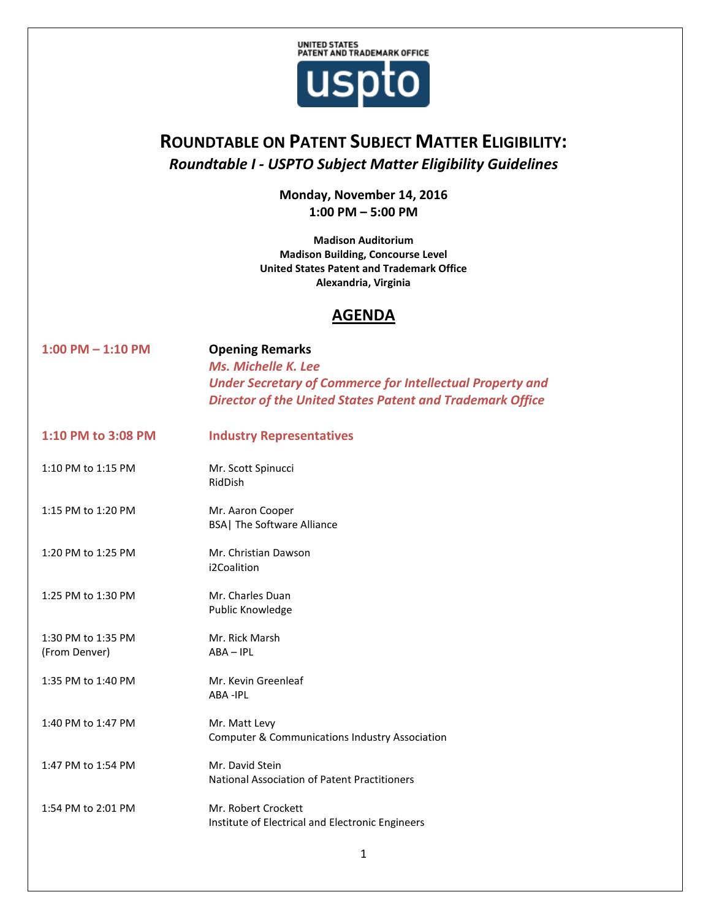UNITED STATES
PATENT AND TRADEMARK OFFICE

uspto

# ROUNDTABLE ON PATENT SUBJECT MATTER ELIGIBILITY:

## *Roundtable I - USPTO Subject Matter Eligibility Guidelines*

**Monday, November 14, 2016**
**1:00 PM – 5:00 PM**

**Madison Auditorium**
**Madison Building, Concourse Level**
**United States Patent and Trademark Office**
**Alexandria, Virginia**

## AGENDA

**1:00 PM – 1:10 PM** — **Opening Remarks**
*Ms. Michelle K. Lee*
*Under Secretary of Commerce for Intellectual Property and Director of the United States Patent and Trademark Office*

**1:10 PM to 3:08 PM** — **Industry Representatives**

1:10 PM to 1:15 PM — Mr. Scott Spinucci
RidDish

1:15 PM to 1:20 PM — Mr. Aaron Cooper
BSA| The Software Alliance

1:20 PM to 1:25 PM — Mr. Christian Dawson
i2Coalition

1:25 PM to 1:30 PM — Mr. Charles Duan
Public Knowledge

1:30 PM to 1:35 PM (From Denver) — Mr. Rick Marsh
ABA – IPL

1:35 PM to 1:40 PM — Mr. Kevin Greenleaf
ABA -IPL

1:40 PM to 1:47 PM — Mr. Matt Levy
Computer & Communications Industry Association

1:47 PM to 1:54 PM — Mr. David Stein
National Association of Patent Practitioners

1:54 PM to 2:01 PM — Mr. Robert Crockett
Institute of Electrical and Electronic Engineers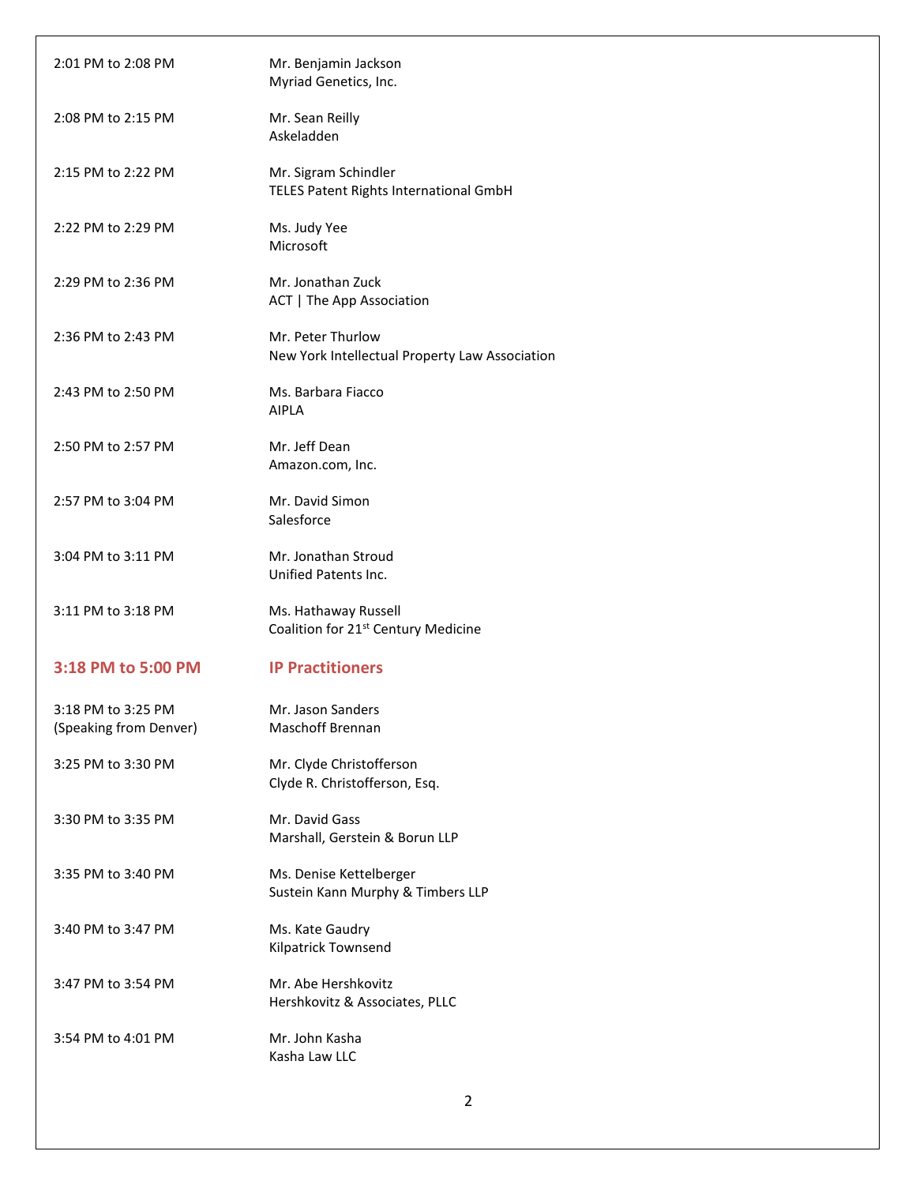| | |
|---|---|
| 2:01 PM to 2:08 PM | Mr. Benjamin Jackson<br>Myriad Genetics, Inc. |
| 2:08 PM to 2:15 PM | Mr. Sean Reilly<br>Askeladden |
| 2:15 PM to 2:22 PM | Mr. Sigram Schindler<br>TELES Patent Rights International GmbH |
| 2:22 PM to 2:29 PM | Ms. Judy Yee<br>Microsoft |
| 2:29 PM to 2:36 PM | Mr. Jonathan Zuck<br>ACT \| The App Association |
| 2:36 PM to 2:43 PM | Mr. Peter Thurlow<br>New York Intellectual Property Law Association |
| 2:43 PM to 2:50 PM | Ms. Barbara Fiacco<br>AIPLA |
| 2:50 PM to 2:57 PM | Mr. Jeff Dean<br>Amazon.com, Inc. |
| 2:57 PM to 3:04 PM | Mr. David Simon<br>Salesforce |
| 3:04 PM to 3:11 PM | Mr. Jonathan Stroud<br>Unified Patents Inc. |
| 3:11 PM to 3:18 PM | Ms. Hathaway Russell<br>Coalition for 21st Century Medicine |
| **3:18 PM to 5:00 PM** | **IP Practitioners** |
| 3:18 PM to 3:25 PM<br>(Speaking from Denver) | Mr. Jason Sanders<br>Maschoff Brennan |
| 3:25 PM to 3:30 PM | Mr. Clyde Christofferson<br>Clyde R. Christofferson, Esq. |
| 3:30 PM to 3:35 PM | Mr. David Gass<br>Marshall, Gerstein & Borun LLP |
| 3:35 PM to 3:40 PM | Ms. Denise Kettelberger<br>Sustein Kann Murphy & Timbers LLP |
| 3:40 PM to 3:47 PM | Ms. Kate Gaudry<br>Kilpatrick Townsend |
| 3:47 PM to 3:54 PM | Mr. Abe Hershkovitz<br>Hershkovitz & Associates, PLLC |
| 3:54 PM to 4:01 PM | Mr. John Kasha<br>Kasha Law LLC |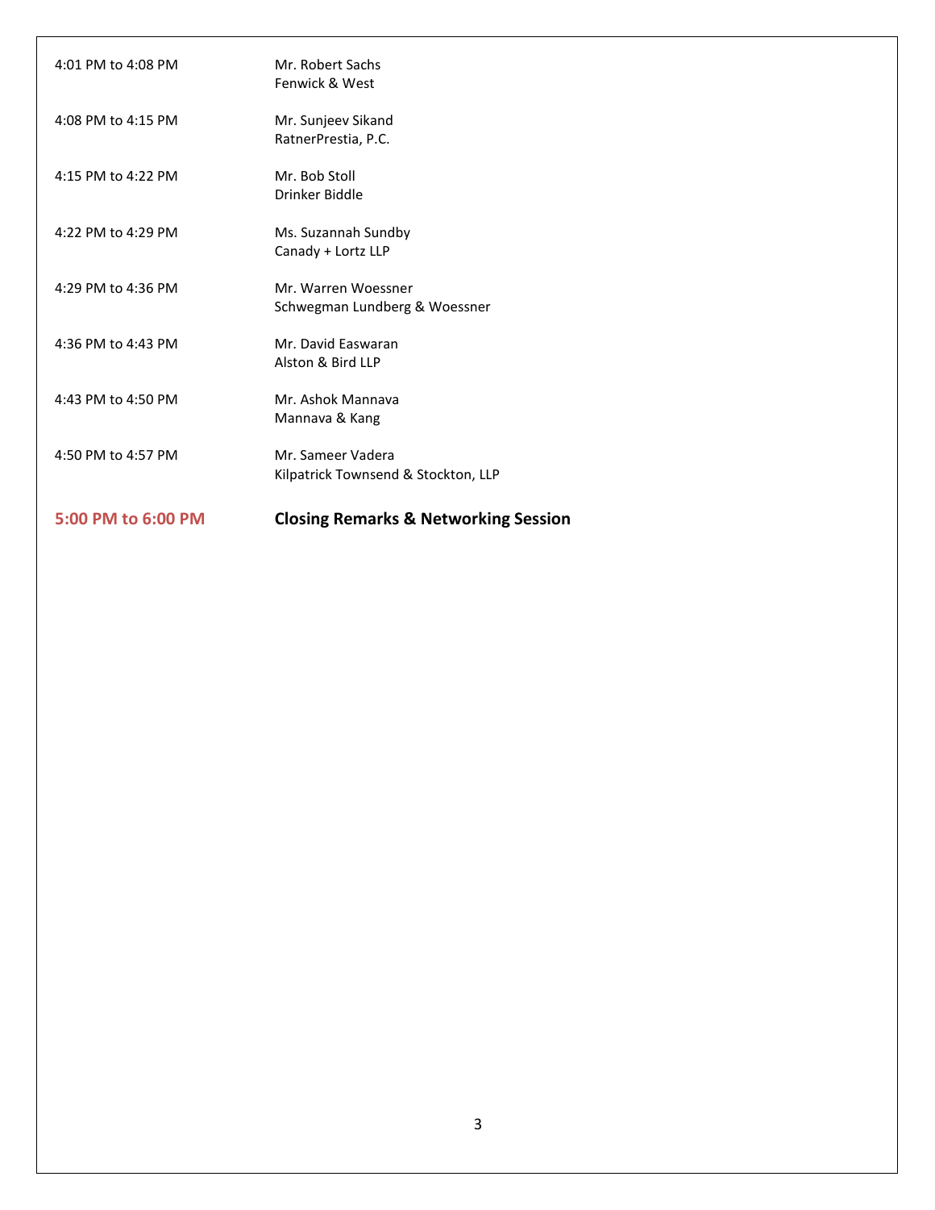| | |
|---|---|
| 4:01 PM to 4:08 PM | Mr. Robert Sachs<br>Fenwick & West |
| 4:08 PM to 4:15 PM | Mr. Sunjeev Sikand<br>RatnerPrestia, P.C. |
| 4:15 PM to 4:22 PM | Mr. Bob Stoll<br>Drinker Biddle |
| 4:22 PM to 4:29 PM | Ms. Suzannah Sundby<br>Canady + Lortz LLP |
| 4:29 PM to 4:36 PM | Mr. Warren Woessner<br>Schwegman Lundberg & Woessner |
| 4:36 PM to 4:43 PM | Mr. David Easwaran<br>Alston & Bird LLP |
| 4:43 PM to 4:50 PM | Mr. Ashok Mannava<br>Mannava & Kang |
| 4:50 PM to 4:57 PM | Mr. Sameer Vadera<br>Kilpatrick Townsend & Stockton, LLP |
| **5:00 PM to 6:00 PM** | **Closing Remarks & Networking Session** |